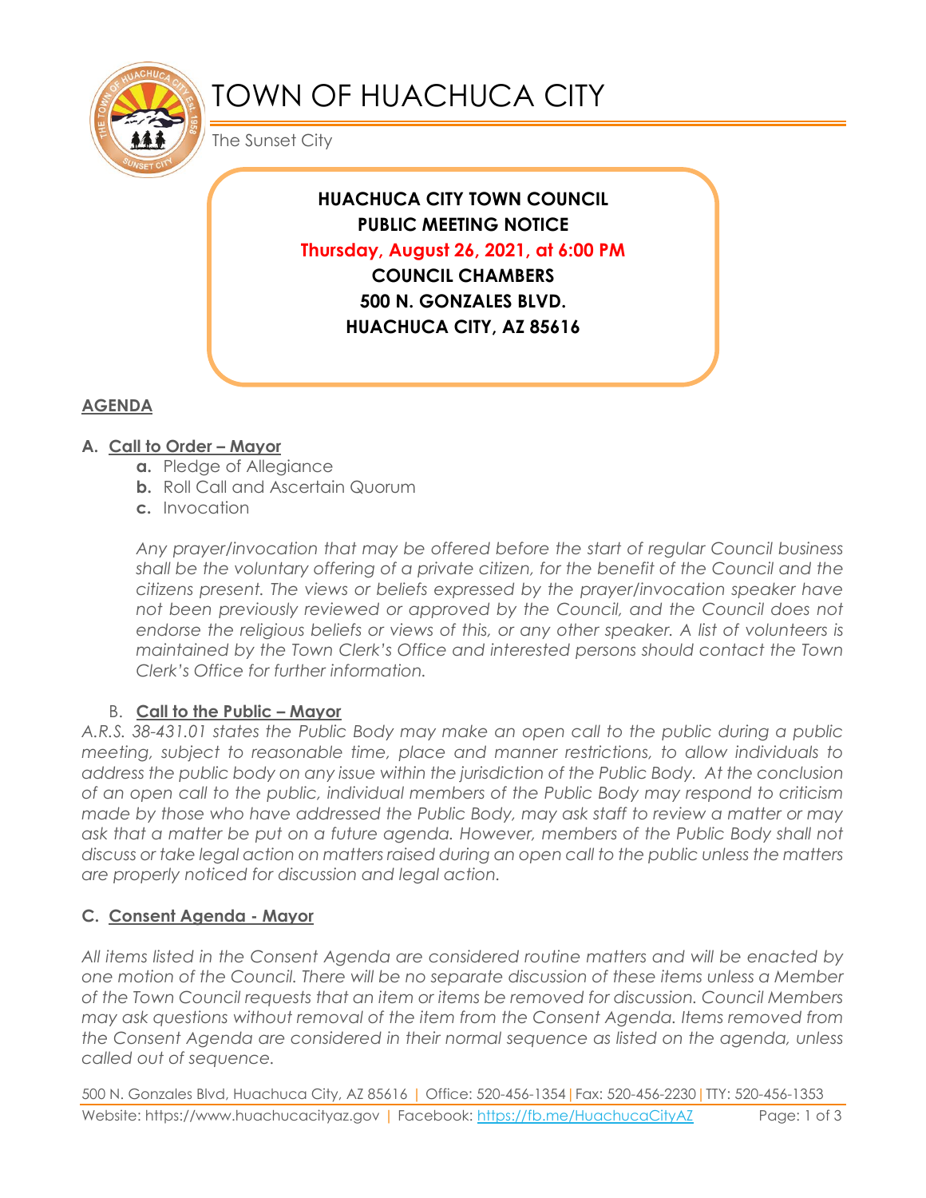# TOWN OF HUACHUCA CITY

The Sunset City

**HUACHUCA CITY TOWN COUNCIL**
**PUBLIC MEETING NOTICE**
**Thursday, August 26, 2021, at 6:00 PM**
**COUNCIL CHAMBERS**
**500 N. GONZALES BLVD.**
**HUACHUCA CITY, AZ 85616**

## AGENDA

### A. Call to Order – Mayor

- **a.** Pledge of Allegiance
- **b.** Roll Call and Ascertain Quorum
- **c.** Invocation

*Any prayer/invocation that may be offered before the start of regular Council business shall be the voluntary offering of a private citizen, for the benefit of the Council and the citizens present. The views or beliefs expressed by the prayer/invocation speaker have not been previously reviewed or approved by the Council, and the Council does not endorse the religious beliefs or views of this, or any other speaker. A list of volunteers is maintained by the Town Clerk's Office and interested persons should contact the Town Clerk's Office for further information.*

### B. Call to the Public – Mayor

*A.R.S. 38-431.01 states the Public Body may make an open call to the public during a public meeting, subject to reasonable time, place and manner restrictions, to allow individuals to address the public body on any issue within the jurisdiction of the Public Body. At the conclusion of an open call to the public, individual members of the Public Body may respond to criticism made by those who have addressed the Public Body, may ask staff to review a matter or may ask that a matter be put on a future agenda. However, members of the Public Body shall not discuss or take legal action on matters raised during an open call to the public unless the matters are properly noticed for discussion and legal action.*

### C. Consent Agenda - Mayor

*All items listed in the Consent Agenda are considered routine matters and will be enacted by one motion of the Council. There will be no separate discussion of these items unless a Member of the Town Council requests that an item or items be removed for discussion. Council Members may ask questions without removal of the item from the Consent Agenda. Items removed from the Consent Agenda are considered in their normal sequence as listed on the agenda, unless called out of sequence.*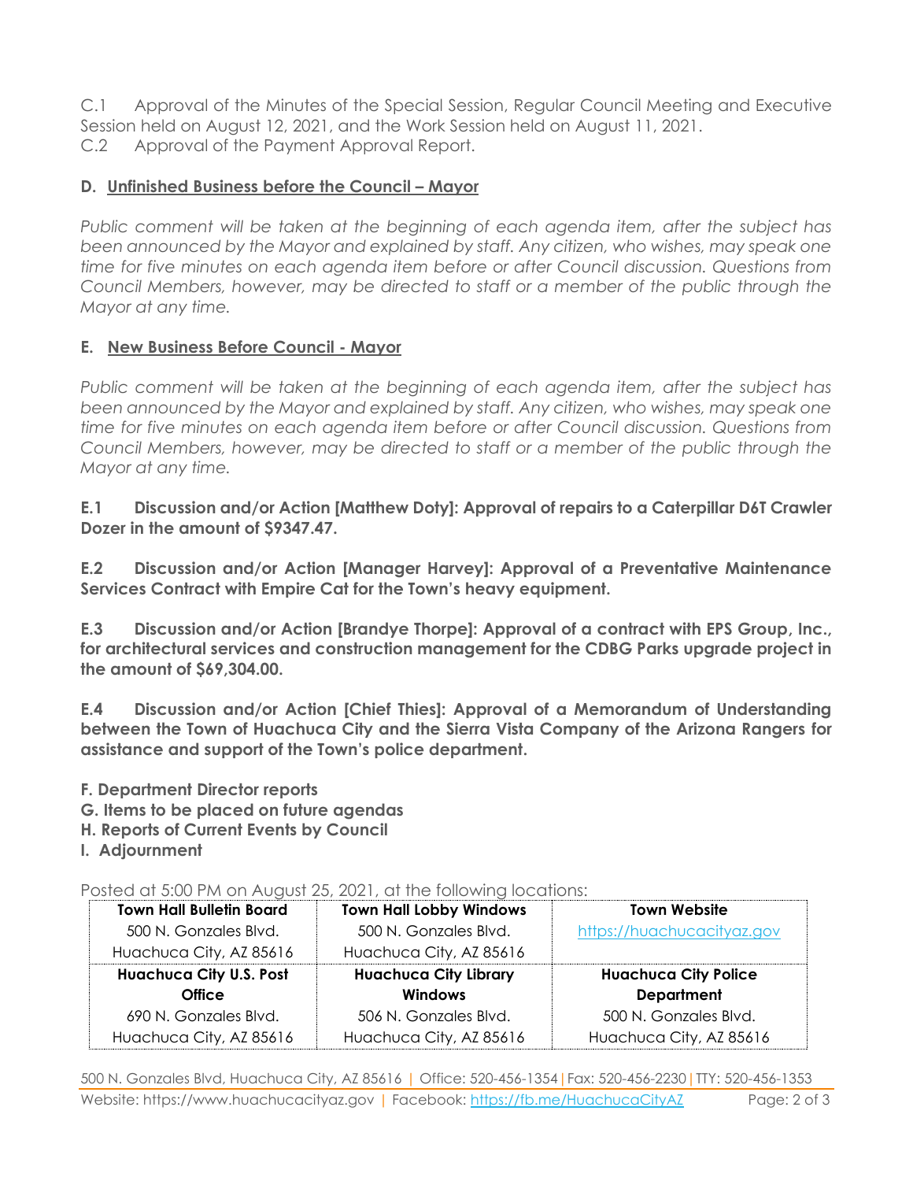C.1 Approval of the Minutes of the Special Session, Regular Council Meeting and Executive Session held on August 12, 2021, and the Work Session held on August 11, 2021.
C.2 Approval of the Payment Approval Report.

## D. Unfinished Business before the Council – Mayor

*Public comment will be taken at the beginning of each agenda item, after the subject has been announced by the Mayor and explained by staff. Any citizen, who wishes, may speak one time for five minutes on each agenda item before or after Council discussion. Questions from Council Members, however, may be directed to staff or a member of the public through the Mayor at any time.*

## E. New Business Before Council - Mayor

*Public comment will be taken at the beginning of each agenda item, after the subject has been announced by the Mayor and explained by staff. Any citizen, who wishes, may speak one time for five minutes on each agenda item before or after Council discussion. Questions from Council Members, however, may be directed to staff or a member of the public through the Mayor at any time.*

**E.1 Discussion and/or Action [Matthew Doty]: Approval of repairs to a Caterpillar D6T Crawler Dozer in the amount of $9347.47.**

**E.2 Discussion and/or Action [Manager Harvey]: Approval of a Preventative Maintenance Services Contract with Empire Cat for the Town's heavy equipment.**

**E.3 Discussion and/or Action [Brandye Thorpe]: Approval of a contract with EPS Group, Inc., for architectural services and construction management for the CDBG Parks upgrade project in the amount of $69,304.00.**

**E.4 Discussion and/or Action [Chief Thies]: Approval of a Memorandum of Understanding between the Town of Huachuca City and the Sierra Vista Company of the Arizona Rangers for assistance and support of the Town's police department.**

**F. Department Director reports**
**G. Items to be placed on future agendas**
**H. Reports of Current Events by Council**
**I. Adjournment**

Posted at 5:00 PM on August 25, 2021, at the following locations:

| **Town Hall Bulletin Board** | **Town Hall Lobby Windows** | **Town Website** |
|---|---|---|
| 500 N. Gonzales Blvd. Huachuca City, AZ 85616 | 500 N. Gonzales Blvd. Huachuca City, AZ 85616 | https://huachucacityaz.gov |
| **Huachuca City U.S. Post Office** | **Huachuca City Library Windows** | **Huachuca City Police Department** |
| 690 N. Gonzales Blvd. Huachuca City, AZ 85616 | 506 N. Gonzales Blvd. Huachuca City, AZ 85616 | 500 N. Gonzales Blvd. Huachuca City, AZ 85616 |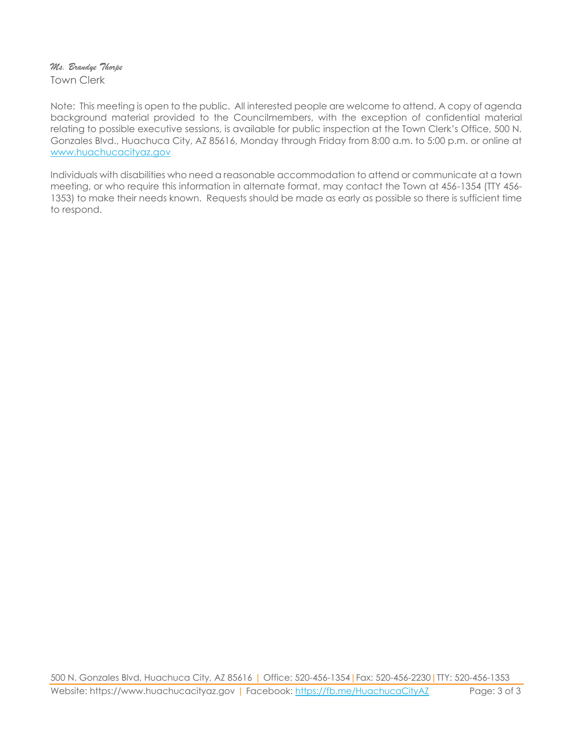*Ms. Brandye Thorpe*
Town Clerk

Note: This meeting is open to the public. All interested people are welcome to attend. A copy of agenda background material provided to the Councilmembers, with the exception of confidential material relating to possible executive sessions, is available for public inspection at the Town Clerk's Office, 500 N. Gonzales Blvd., Huachuca City, AZ 85616, Monday through Friday from 8:00 a.m. to 5:00 p.m. or online at [www.huachucacityaz.gov](www.huachucacityaz.gov)

Individuals with disabilities who need a reasonable accommodation to attend or communicate at a town meeting, or who require this information in alternate format, may contact the Town at 456-1354 (TTY 456-1353) to make their needs known. Requests should be made as early as possible so there is sufficient time to respond.